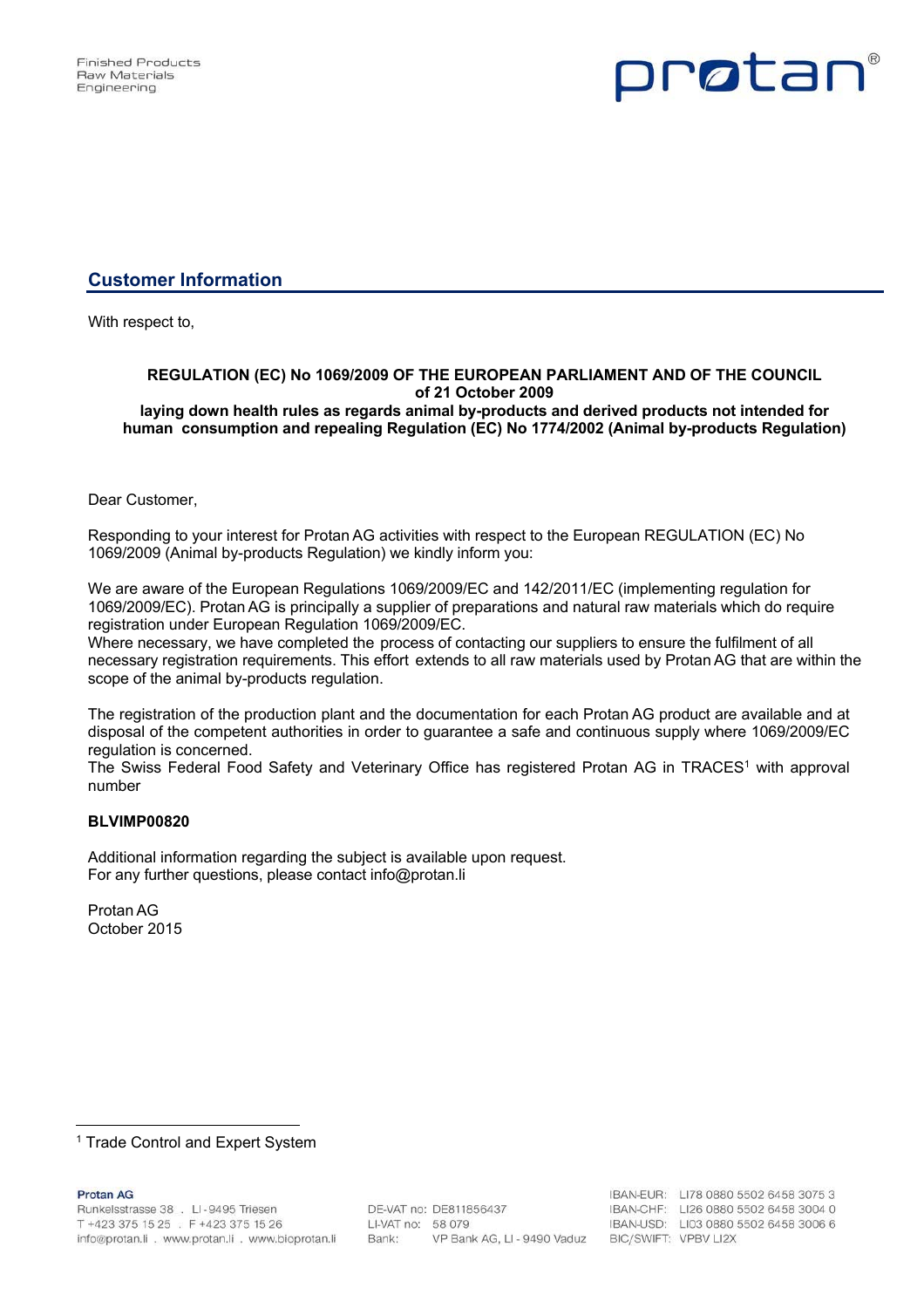## Customer Information

With respect to,

**REGULATION (EC) No 1069/2009 OF THE EUROPEAN PARLIAMENT AND OF THE COUNCIL of 21 October 2009 laying down health rules as regards animal by-products and derived products not intended for human consumption and repealing Regulation (EC) No 1774/2002 (Animal by-products Regulation)**

Dear Customer,

Responding to your interest for Protan AG activities with respect to the European REGULATION (EC) No 1069/2009 (Animal by-products Regulation) we kindly inform you:

We are aware of the European Regulations 1069/2009/EC and 142/2011/EC (implementing regulation for 1069/2009/EC). Protan AG is principally a supplier of preparations and natural raw materials which do require registration under European Regulation 1069/2009/EC.
Where necessary, we have completed the process of contacting our suppliers to ensure the fulfilment of all necessary registration requirements. This effort extends to all raw materials used by Protan AG that are within the scope of the animal by-products regulation.

The registration of the production plant and the documentation for each Protan AG product are available and at disposal of the competent authorities in order to guarantee a safe and continuous supply where 1069/2009/EC regulation is concerned.
The Swiss Federal Food Safety and Veterinary Office has registered Protan AG in TRACES[1] with approval number

**BLVIMP00820**

Additional information regarding the subject is available upon request.
For any further questions, please contact info@protan.li

Protan AG
October 2015

[1] Trade Control and Expert System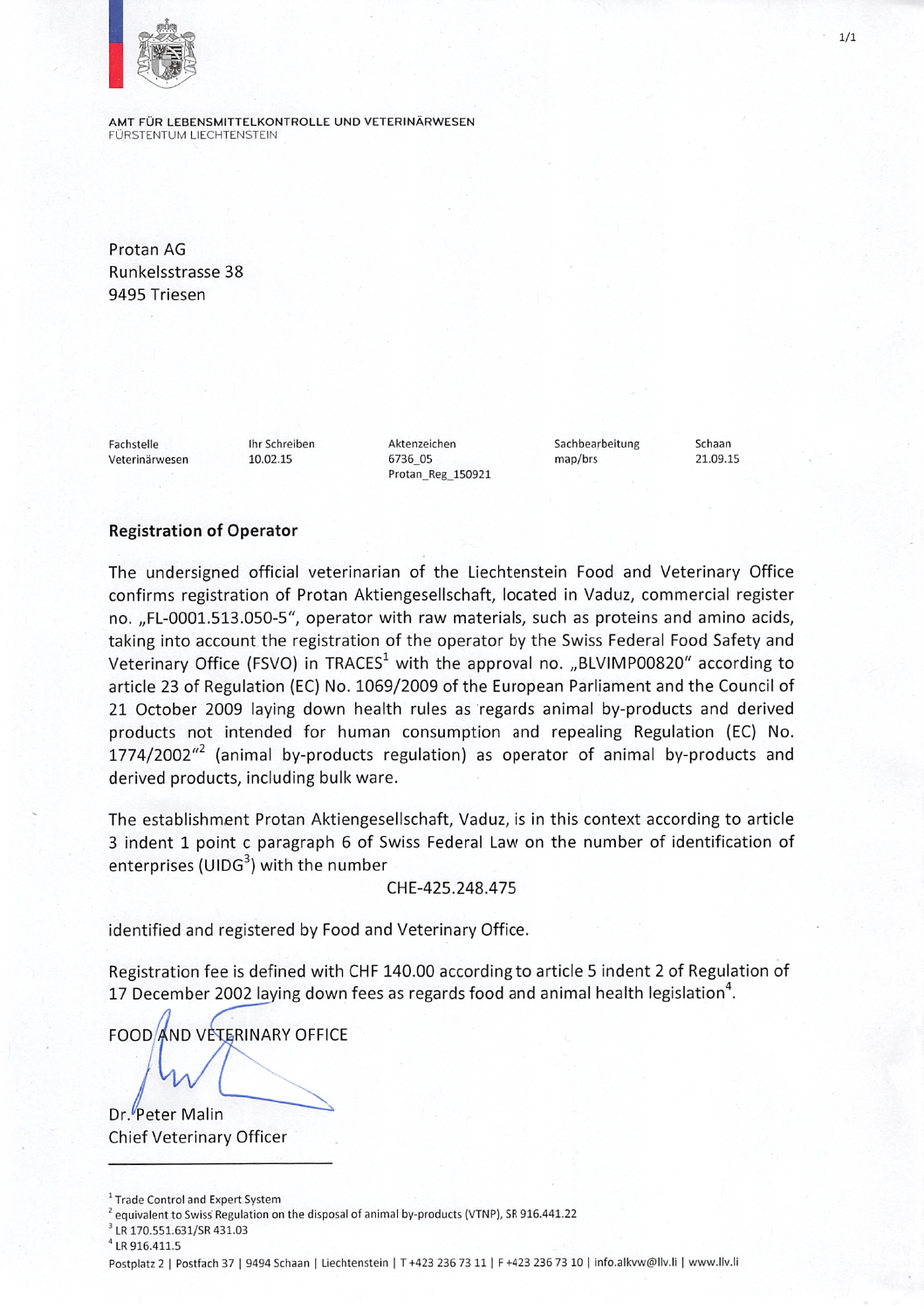AMT FÜR LEBENSMITTELKONTROLLE UND VETERINÄRWESEN
FÜRSTENTUM LIECHTENSTEIN

Protan AG
Runkelsstrasse 38
9495 Triesen

| Fachstelle | Ihr Schreiben | Aktenzeichen | Sachbearbeitung | Schaan |
|---|---|---|---|---|
| Veterinärwesen | 10.02.15 | 6736_05 Protan_Reg_150921 | map/brs | 21.09.15 |

**Registration of Operator**

The undersigned official veterinarian of the Liechtenstein Food and Veterinary Office confirms registration of Protan Aktiengesellschaft, located in Vaduz, commercial register no. „FL-0001.513.050-5", operator with raw materials, such as proteins and amino acids, taking into account the registration of the operator by the Swiss Federal Food Safety and Veterinary Office (FSVO) in TRACES[1] with the approval no. „BLVIMP00820" according to article 23 of Regulation (EC) No. 1069/2009 of the European Parliament and the Council of 21 October 2009 laying down health rules as regards animal by-products and derived products not intended for human consumption and repealing Regulation (EC) No. 1774/2002"[2] (animal by-products regulation) as operator of animal by-products and derived products, including bulk ware.

The establishment Protan Aktiengesellschaft, Vaduz, is in this context according to article 3 indent 1 point c paragraph 6 of Swiss Federal Law on the number of identification of enterprises (UIDG[3]) with the number

CHE-425.248.475

identified and registered by Food and Veterinary Office.

Registration fee is defined with CHF 140.00 according to article 5 indent 2 of Regulation of 17 December 2002 laying down fees as regards food and animal health legislation[4].

FOOD AND VETERINARY OFFICE

Dr. Peter Malin
Chief Veterinary Officer

---

[1] Trade Control and Expert System
[2] equivalent to Swiss Regulation on the disposal of animal by-products (VTNP), SR 916.441.22
[3] LR 170.551.631/SR 431.03
[4] LR 916.411.5

Postplatz 2 | Postfach 37 | 9494 Schaan | Liechtenstein | T +423 236 73 11 | F +423 236 73 10 | info.alkvw@llv.li | www.llv.li